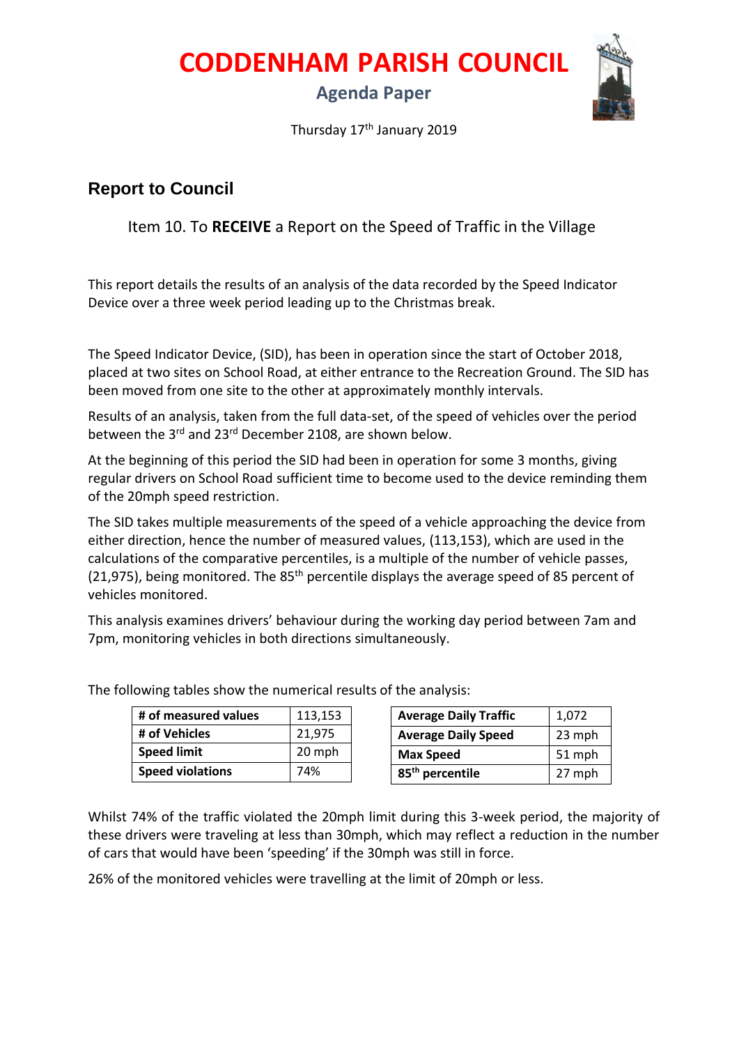# CODDENHAM PARISH COUNCIL

## Agenda Paper

Thursday 17th January 2019

## Report to Council

Item 10. To **RECEIVE** a Report on the Speed of Traffic in the Village

This report details the results of an analysis of the data recorded by the Speed Indicator Device over a three week period leading up to the Christmas break.

The Speed Indicator Device, (SID), has been in operation since the start of October 2018, placed at two sites on School Road, at either entrance to the Recreation Ground. The SID has been moved from one site to the other at approximately monthly intervals.

Results of an analysis, taken from the full data-set, of the speed of vehicles over the period between the 3rd and 23rd December 2108, are shown below.

At the beginning of this period the SID had been in operation for some 3 months, giving regular drivers on School Road sufficient time to become used to the device reminding them of the 20mph speed restriction.

The SID takes multiple measurements of the speed of a vehicle approaching the device from either direction, hence the number of measured values, (113,153), which are used in the calculations of the comparative percentiles, is a multiple of the number of vehicle passes, (21,975), being monitored. The 85th percentile displays the average speed of 85 percent of vehicles monitored.

This analysis examines drivers' behaviour during the working day period between 7am and 7pm, monitoring vehicles in both directions simultaneously.

The following tables show the numerical results of the analysis:

| **# of measured values** | 113,153 |
|---|---|
| **# of Vehicles** | 21,975 |
| **Speed limit** | 20 mph |
| **Speed violations** | 74% |

| **Average Daily Traffic** | 1,072 |
|---|---|
| **Average Daily Speed** | 23 mph |
| **Max Speed** | 51 mph |
| **85th percentile** | 27 mph |

Whilst 74% of the traffic violated the 20mph limit during this 3-week period, the majority of these drivers were traveling at less than 30mph, which may reflect a reduction in the number of cars that would have been 'speeding' if the 30mph was still in force.

26% of the monitored vehicles were travelling at the limit of 20mph or less.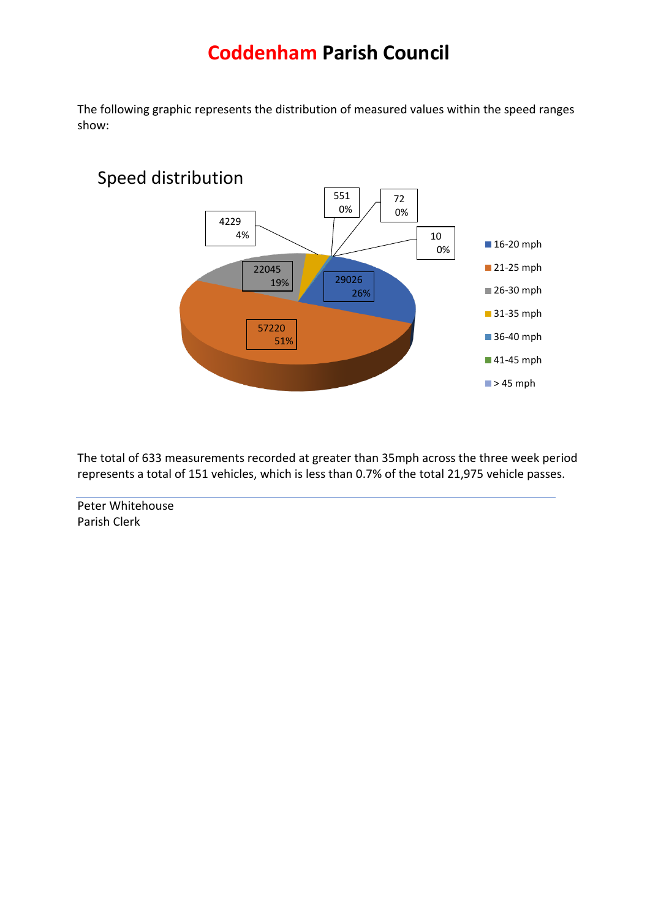# Coddenham Parish Council

The following graphic represents the distribution of measured values within the speed ranges show:

Speed distribution

29026
26%

57220
51%

22045
19%

4229
4%

551
0%

72
0%

10
0%

16-20 mph
21-25 mph
26-30 mph
31-35 mph
36-40 mph
41-45 mph
> 45 mph

The total of 633 measurements recorded at greater than 35mph across the three week period represents a total of 151 vehicles, which is less than 0.7% of the total 21,975 vehicle passes.

---

Peter Whitehouse
Parish Clerk